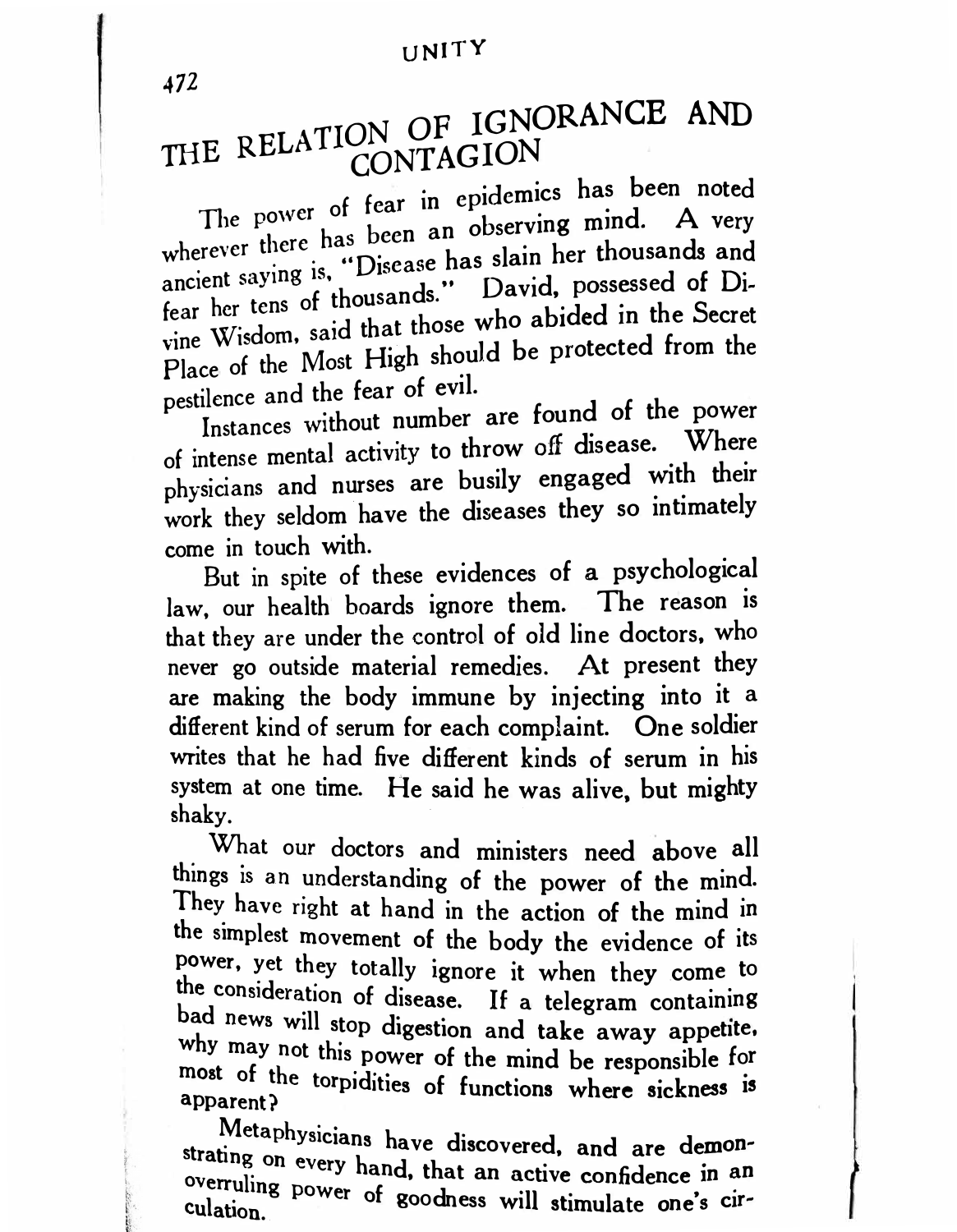# THE RELATION OF IGNORANCE AND CONTAGION

The power of fear in epidemics has been noted wherever there has been an observing mind. A very ancient saying is, "Disease has slain her thousands and fear her tens of thousands." David, possessed of Divine Wisdom, said that those who abided in the Secret Place of the Most High should be protected from the pestilence and the fear of evil.

Instances without number are found of the power of intense mental activity to throw off disease. Where physicians and nurses are busily engaged with their work they seldom have the diseases they so intimately come in touch with.

But in spite of these evidences of a psychological law, our health boards ignore them. The reason is that they are under the control of old line doctors, who never go outside material remedies. At present they are making the body immune by injecting into it a different kind of serum for each complaint. One soldier writes that he had five different kinds of serum in his system at one time. He said he was alive, but mighty shaky.

What our doctors and ministers need above all things is an understanding of the power of the mind. They have right at hand in the action of the mind in the simplest movement of the body the evidence of its power, yet they totally ignore it when they come to the consideration of disease. If a telegram containing bad news will stop digestion and take away appetite, why may not this power of the mind be responsible for most of the torpidities of functions where sickness is apparent?

Metaphysicians have discovered, and are demonstrating on every hand, that an active confidence in an overruling power of goodness will stimulate one's circulation.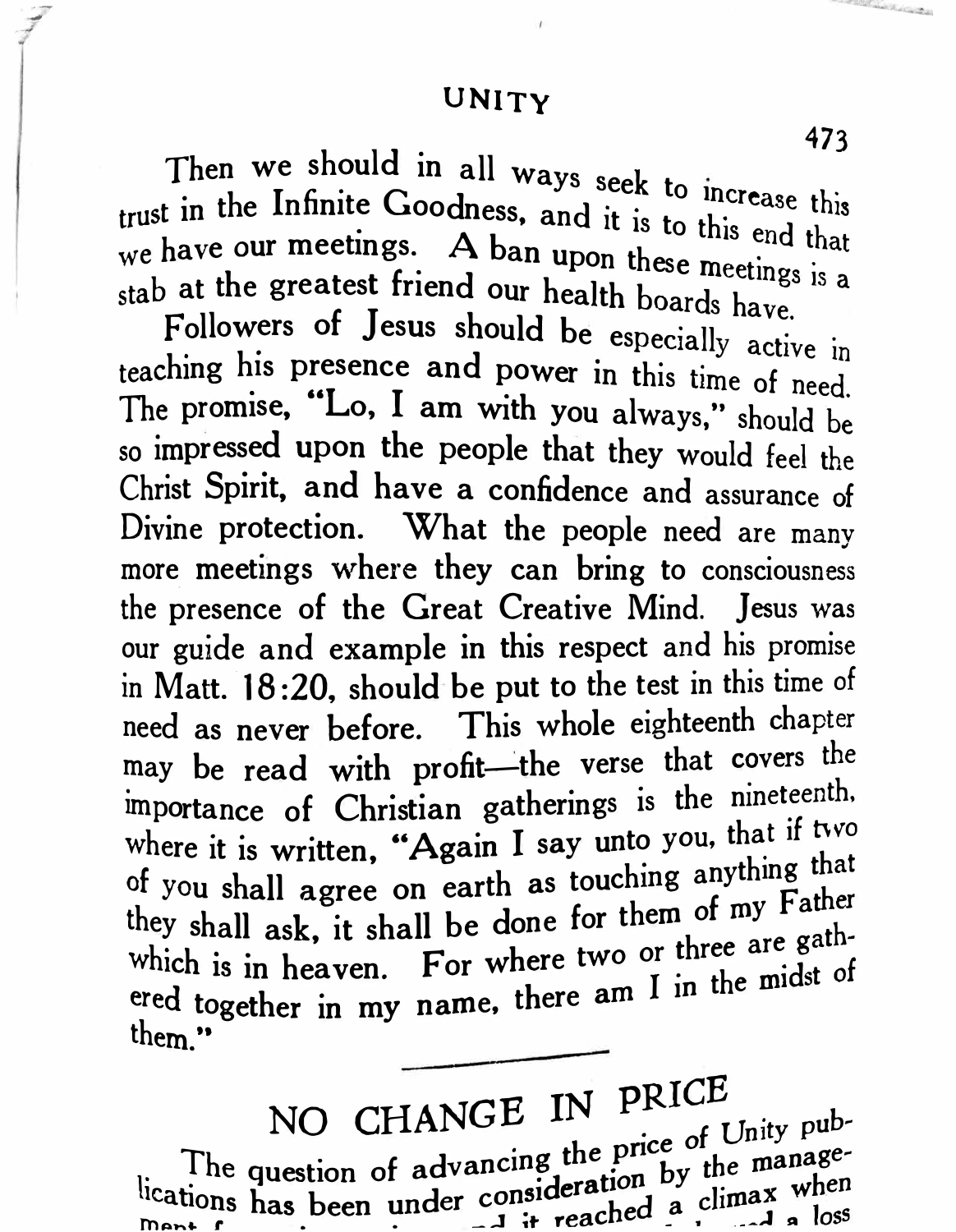Then we should in all ways seek to increase this trust in the Infinite Goodness, and it is to this end that we have our meetings. A ban upon these meetings is a stab at the greatest friend our health boards have.

Followers of Jesus should be especially active in teaching his presence and power in this time of need. The promise, "Lo, I am with you always," should be so impressed upon the people that they would feel the Christ Spirit, and have a confidence and assurance of Divine protection. What the people need are many more meetings where they can bring to consciousness the presence of the Great Creative Mind. Jesus was our guide and example in this respect and his promise in Matt. 18:20, should be put to the test in this time of need as never before. This whole eighteenth chapter may be read with profit—the verse that covers the importance of Christian gatherings is the nineteenth, where it is written, "Again I say unto you, that if two of you shall agree on earth as touching anything that they shall ask, it shall be done for them of my Father which is in heaven. For where two or three are gathered together in my name, there am I in the midst of them."

---

## NO CHANGE IN PRICE

The question of advancing the price of Unity publications has been under consideration by the management f... ...d it reached a climax when ...d a loss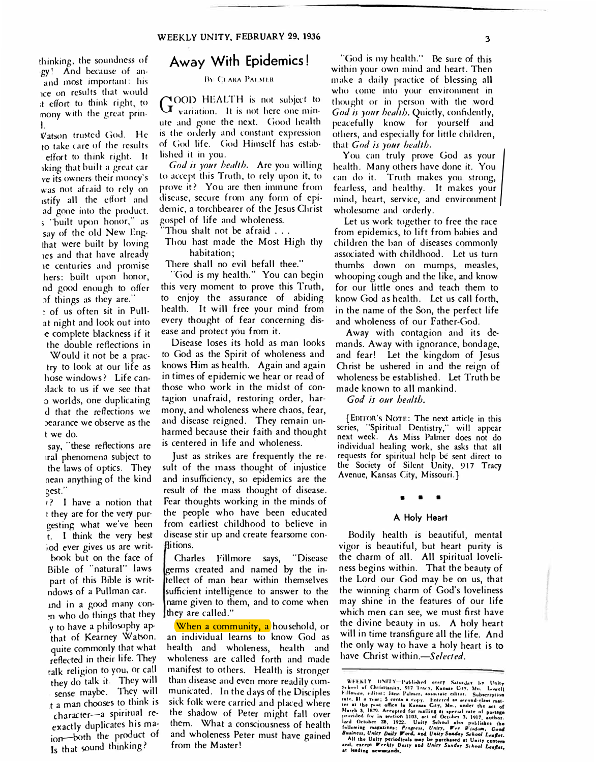thinking, the soundness of gy! And because of an- and most important: his nce on results that would it effort to think right, to mony with the great prin- l.

Watson trusted God. He to take care of the results effort to think right. It king that built a great car ve its owners their money's was not afraid to rely on stify all the effort and ad gone into the product. s "built upon honor," as say of the old New Eng- that were built by loving nes and that have already ne centuries and promise hers: built upon honor, nd good enough to offer of things as they are."

of us often sit in Pull- at night and look out into e complete blackness if it the double reflections in Would it not be a prac- try to look at our life as hose windows? Life can- black to us if we see that o worlds, one duplicating d that the reflections we pearance we observe as the t we do.

say, "these reflections are ural phenomena subject to the laws of optics. They mean anything of the kind gest."

? I have a notion that t they are for the very pur- gesting what we've been t. I think the very best od ever gives us are writ- book but on the face of Bible of "natural" laws part of this Bible is writ- ndows of a Pullman car.

and in a good many con- en who do things that they y to have a philosophy ap- that of Kearney Watson. quite commonly that what reflected in their life. They talk religion to you, or call they do talk it. They will sense maybe. They will t a man chooses to think is character—a spiritual re- exactly duplicates his ma- ion—both the product of Is that sound thinking?

# Away With Epidemics!

By Clara Palmer

GOOD HEALTH is not subject to variation. It is not here one minute and gone the next. Good health is the orderly and constant expression of God life. God Himself has established it in you.

*God is your health.* Are you willing to accept this Truth, to rely upon it, to prove it? You are then immune from disease, secure from any form of epidemic, a torchbearer of the Jesus Christ gospel of life and wholeness.

"Thou shalt not be afraid . . .
Thou hast made the Most High thy habitation;
There shall no evil befall thee."

"God is my health." You can begin this very moment to prove this Truth, to enjoy the assurance of abiding health. It will free your mind from every thought of fear concerning disease and protect you from it.

Disease loses its hold as man looks to God as the Spirit of wholeness and knows Him as health. Again and again in times of epidemic we hear or read of those who work in the midst of contagion unafraid, restoring order, harmony, and wholeness where chaos, fear, and disease reigned. They remain unharmed because their faith and thought is centered in life and wholeness.

Just as strikes are frequently the result of the mass thought of injustice and insufficiency, so epidemics are the result of the mass thought of disease. Fear thoughts working in the minds of the people who have been educated from earliest childhood to believe in disease stir up and create fearsome conditions.

Charles Fillmore says, "Disease germs created and named by the intellect of man bear within themselves sufficient intelligence to answer to the name given to them, and to come when they are called."

When a community, a household, or an individual learns to know God as health and wholeness, health and wholeness are called forth and made manifest to others. Health is stronger than disease and even more readily communicated. In the days of the Disciples sick folk were carried and placed where the shadow of Peter might fall over them. What a consciousness of health and wholeness Peter must have gained from the Master!

"God is my health." Be sure of this within your own mind and heart. Then make a daily practice of blessing all who come into your environment in thought or in person with the word *God is your health.* Quietly, confidently, peacefully know for yourself and others, and especially for little children, that *God is your health.*

You can truly prove God as your health. Many others have done it. You can do it. Truth makes you strong, fearless, and healthy. It makes your mind, heart, service, and environment wholesome and orderly.

Let us work together to free the race from epidemics, to lift from babies and children the ban of diseases commonly associated with childhood. Let us turn thumbs down on mumps, measles, whooping cough and the like, and know for our little ones and teach them to know God as health. Let us call forth, in the name of the Son, the perfect life and wholeness of our Father-God.

Away with contagion and its demands. Away with ignorance, bondage, and fear! Let the kingdom of Jesus Christ be ushered in and the reign of wholeness be established. Let Truth be made known to all mankind.

*God is our health.*

[Editor's Note: The next article in this series, "Spiritual Dentistry," will appear next week. As Miss Palmer does not do individual healing work, she asks that all requests for spiritual help be sent direct to the Society of Silent Unity, 917 Tracy Avenue, Kansas City, Missouri.]

■ ■ ■

### A Holy Heart

Bodily health is beautiful, mental vigor is beautiful, but heart purity is the charm of all. All spiritual loveliness begins within. That the beauty of the Lord our God may be on us, that the winning charm of God's loveliness may shine in the features of our life which men can see, we must first have the divine beauty in us. A holy heart will in time transfigure all the life. And the only way to have a holy heart is to have Christ within.—*Selected.*

WEEKLY UNITY—Published every Saturday by Unity School of Christianity, 917 Tracy, Kansas City, Mo. Lowell Fillmore, editor; Jane Palmer, associate editor. Subscription rate, $1 a year; 5 cents a copy. Entered as second-class matter at the post office in Kansas City, Mo., under the act of March 3, 1879. Accepted for mailing at special rate of postage provided for in section 1103, act of October 3, 1917, authorized October 28, 1922. Unity School also publishes the following magazines: *Progress, Unity, Wee Wisdom, Good Business, Unity Daily Word,* and *Unity Sunday School Leaflet.* All the Unity periodicals may be purchased at Unity centers and, except *Weekly Unity* and *Unity Sunday School Leaflet,* at leading newsstands.